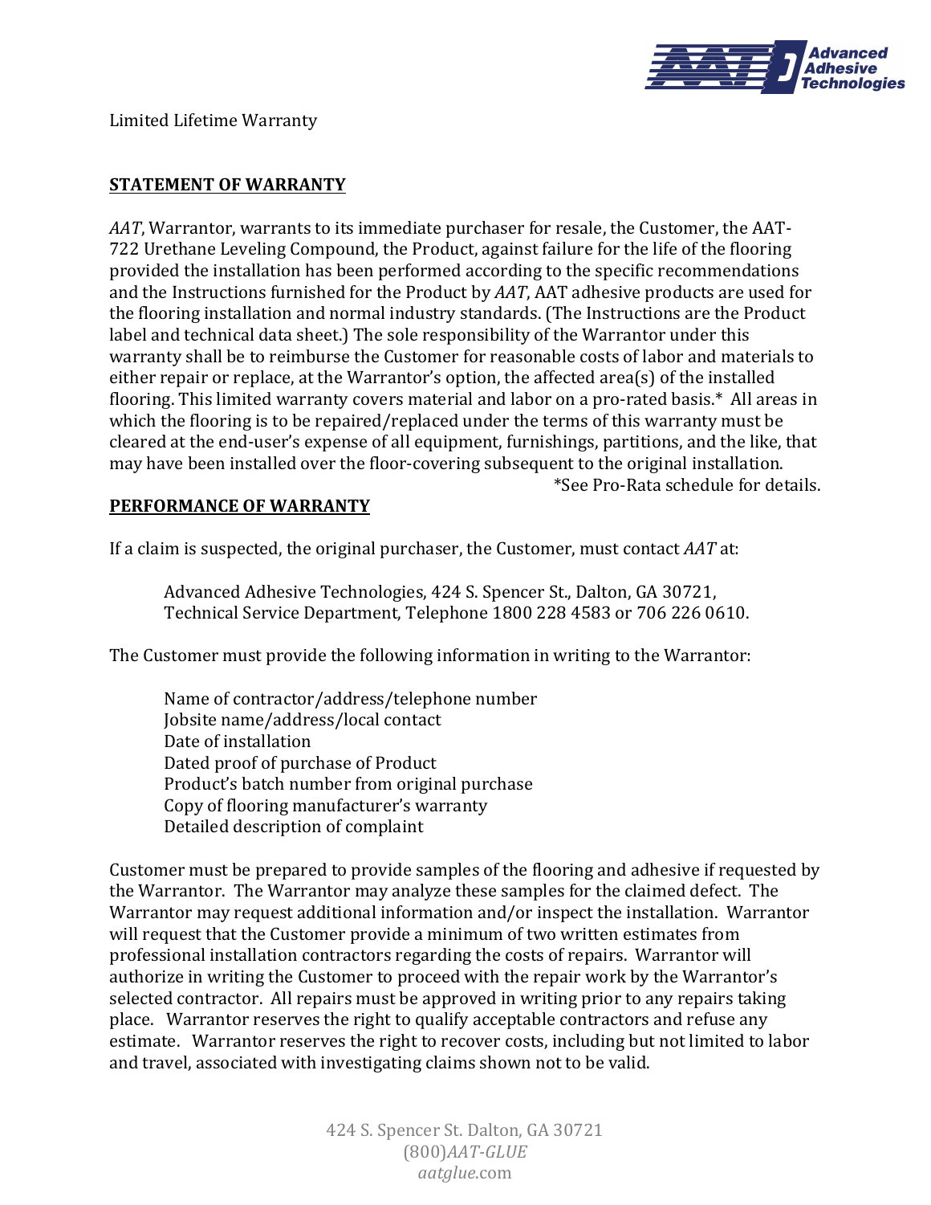Limited Lifetime Warranty

## STATEMENT OF WARRANTY

*AAT*, Warrantor, warrants to its immediate purchaser for resale, the Customer, the AAT-722 Urethane Leveling Compound, the Product, against failure for the life of the flooring provided the installation has been performed according to the specific recommendations and the Instructions furnished for the Product by *AAT*, AAT adhesive products are used for the flooring installation and normal industry standards. (The Instructions are the Product label and technical data sheet.) The sole responsibility of the Warrantor under this warranty shall be to reimburse the Customer for reasonable costs of labor and materials to either repair or replace, at the Warrantor's option, the affected area(s) of the installed flooring. This limited warranty covers material and labor on a pro-rated basis.* All areas in which the flooring is to be repaired/replaced under the terms of this warranty must be cleared at the end-user's expense of all equipment, furnishings, partitions, and the like, that may have been installed over the floor-covering subsequent to the original installation.

*See Pro-Rata schedule for details.

## PERFORMANCE OF WARRANTY

If a claim is suspected, the original purchaser, the Customer, must contact *AAT* at:

Advanced Adhesive Technologies, 424 S. Spencer St., Dalton, GA 30721,
Technical Service Department, Telephone 1800 228 4583 or 706 226 0610.

The Customer must provide the following information in writing to the Warrantor:

- Name of contractor/address/telephone number
- Jobsite name/address/local contact
- Date of installation
- Dated proof of purchase of Product
- Product's batch number from original purchase
- Copy of flooring manufacturer's warranty
- Detailed description of complaint

Customer must be prepared to provide samples of the flooring and adhesive if requested by the Warrantor. The Warrantor may analyze these samples for the claimed defect. The Warrantor may request additional information and/or inspect the installation. Warrantor will request that the Customer provide a minimum of two written estimates from professional installation contractors regarding the costs of repairs. Warrantor will authorize in writing the Customer to proceed with the repair work by the Warrantor's selected contractor. All repairs must be approved in writing prior to any repairs taking place. Warrantor reserves the right to qualify acceptable contractors and refuse any estimate. Warrantor reserves the right to recover costs, including but not limited to labor and travel, associated with investigating claims shown not to be valid.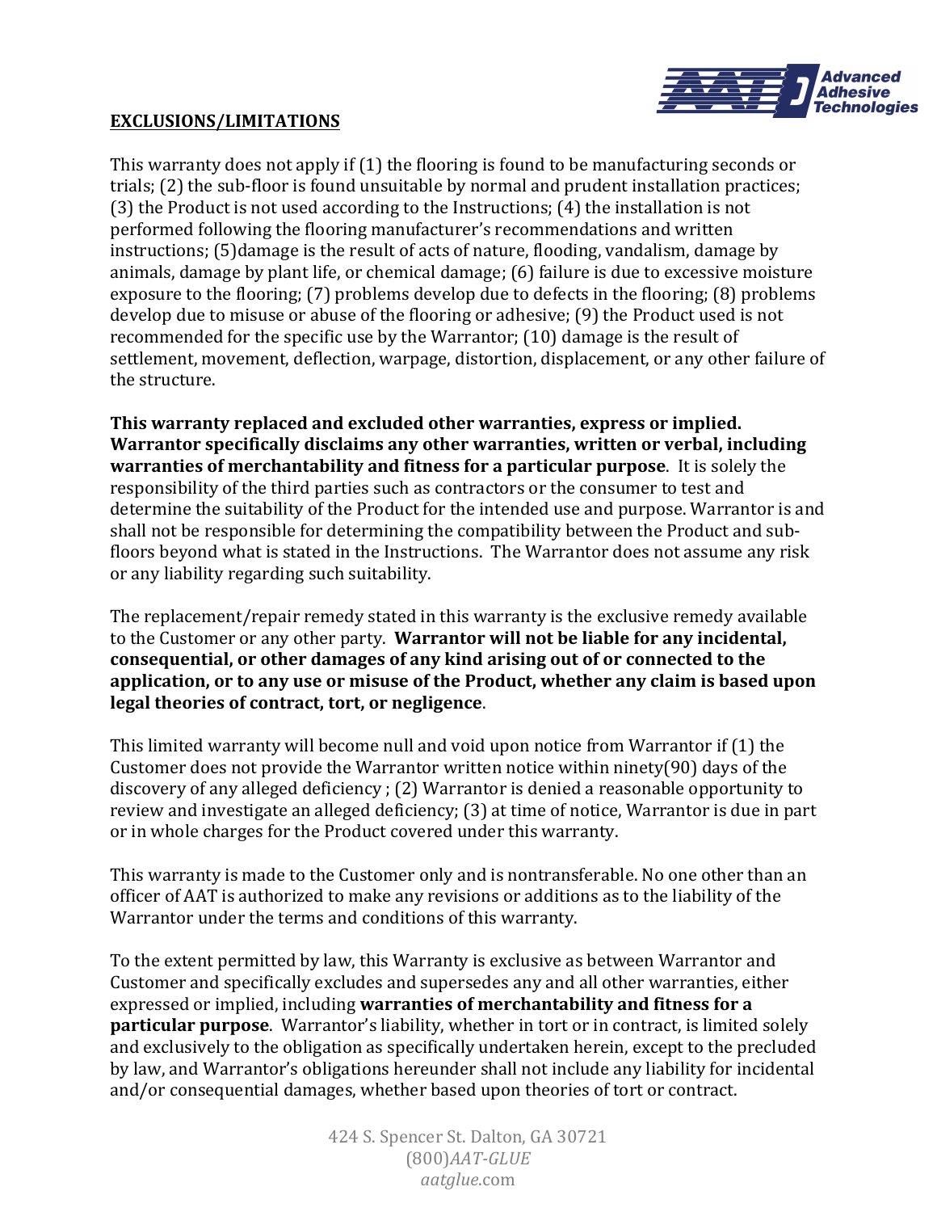**EXCLUSIONS/LIMITATIONS**

This warranty does not apply if (1) the flooring is found to be manufacturing seconds or trials; (2) the sub-floor is found unsuitable by normal and prudent installation practices; (3) the Product is not used according to the Instructions; (4) the installation is not performed following the flooring manufacturer's recommendations and written instructions; (5)damage is the result of acts of nature, flooding, vandalism, damage by animals, damage by plant life, or chemical damage; (6) failure is due to excessive moisture exposure to the flooring; (7) problems develop due to defects in the flooring; (8) problems develop due to misuse or abuse of the flooring or adhesive; (9) the Product used is not recommended for the specific use by the Warrantor; (10) damage is the result of settlement, movement, deflection, warpage, distortion, displacement, or any other failure of the structure.

**This warranty replaced and excluded other warranties, express or implied. Warrantor specifically disclaims any other warranties, written or verbal, including warranties of merchantability and fitness for a particular purpose**. It is solely the responsibility of the third parties such as contractors or the consumer to test and determine the suitability of the Product for the intended use and purpose. Warrantor is and shall not be responsible for determining the compatibility between the Product and sub-floors beyond what is stated in the Instructions. The Warrantor does not assume any risk or any liability regarding such suitability.

The replacement/repair remedy stated in this warranty is the exclusive remedy available to the Customer or any other party. **Warrantor will not be liable for any incidental, consequential, or other damages of any kind arising out of or connected to the application, or to any use or misuse of the Product, whether any claim is based upon legal theories of contract, tort, or negligence**.

This limited warranty will become null and void upon notice from Warrantor if (1) the Customer does not provide the Warrantor written notice within ninety(90) days of the discovery of any alleged deficiency ; (2) Warrantor is denied a reasonable opportunity to review and investigate an alleged deficiency; (3) at time of notice, Warrantor is due in part or in whole charges for the Product covered under this warranty.

This warranty is made to the Customer only and is nontransferable. No one other than an officer of AAT is authorized to make any revisions or additions as to the liability of the Warrantor under the terms and conditions of this warranty.

To the extent permitted by law, this Warranty is exclusive as between Warrantor and Customer and specifically excludes and supersedes any and all other warranties, either expressed or implied, including **warranties of merchantability and fitness for a particular purpose**. Warrantor's liability, whether in tort or in contract, is limited solely and exclusively to the obligation as specifically undertaken herein, except to the precluded by law, and Warrantor's obligations hereunder shall not include any liability for incidental and/or consequential damages, whether based upon theories of tort or contract.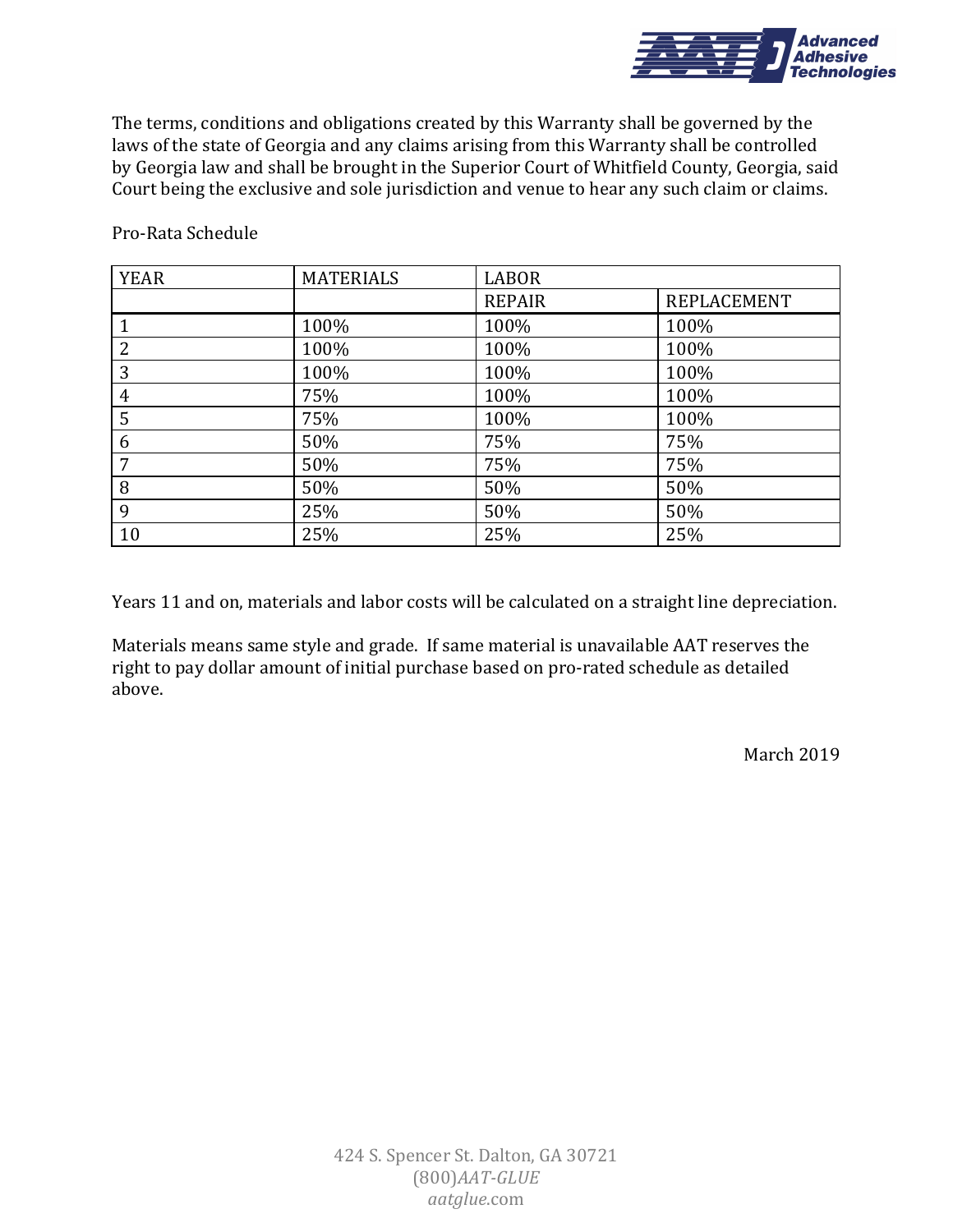The terms, conditions and obligations created by this Warranty shall be governed by the laws of the state of Georgia and any claims arising from this Warranty shall be controlled by Georgia law and shall be brought in the Superior Court of Whitfield County, Georgia, said Court being the exclusive and sole jurisdiction and venue to hear any such claim or claims.

Pro-Rata Schedule

| YEAR | MATERIALS | LABOR | |
|---|---|---|---|
| | | REPAIR | REPLACEMENT |
| 1 | 100% | 100% | 100% |
| 2 | 100% | 100% | 100% |
| 3 | 100% | 100% | 100% |
| 4 | 75% | 100% | 100% |
| 5 | 75% | 100% | 100% |
| 6 | 50% | 75% | 75% |
| 7 | 50% | 75% | 75% |
| 8 | 50% | 50% | 50% |
| 9 | 25% | 50% | 50% |
| 10 | 25% | 25% | 25% |

Years 11 and on, materials and labor costs will be calculated on a straight line depreciation.

Materials means same style and grade. If same material is unavailable AAT reserves the right to pay dollar amount of initial purchase based on pro-rated schedule as detailed above.

March 2019

424 S. Spencer St. Dalton, GA 30721
(800)*AAT-GLUE*
*aatglue*.com